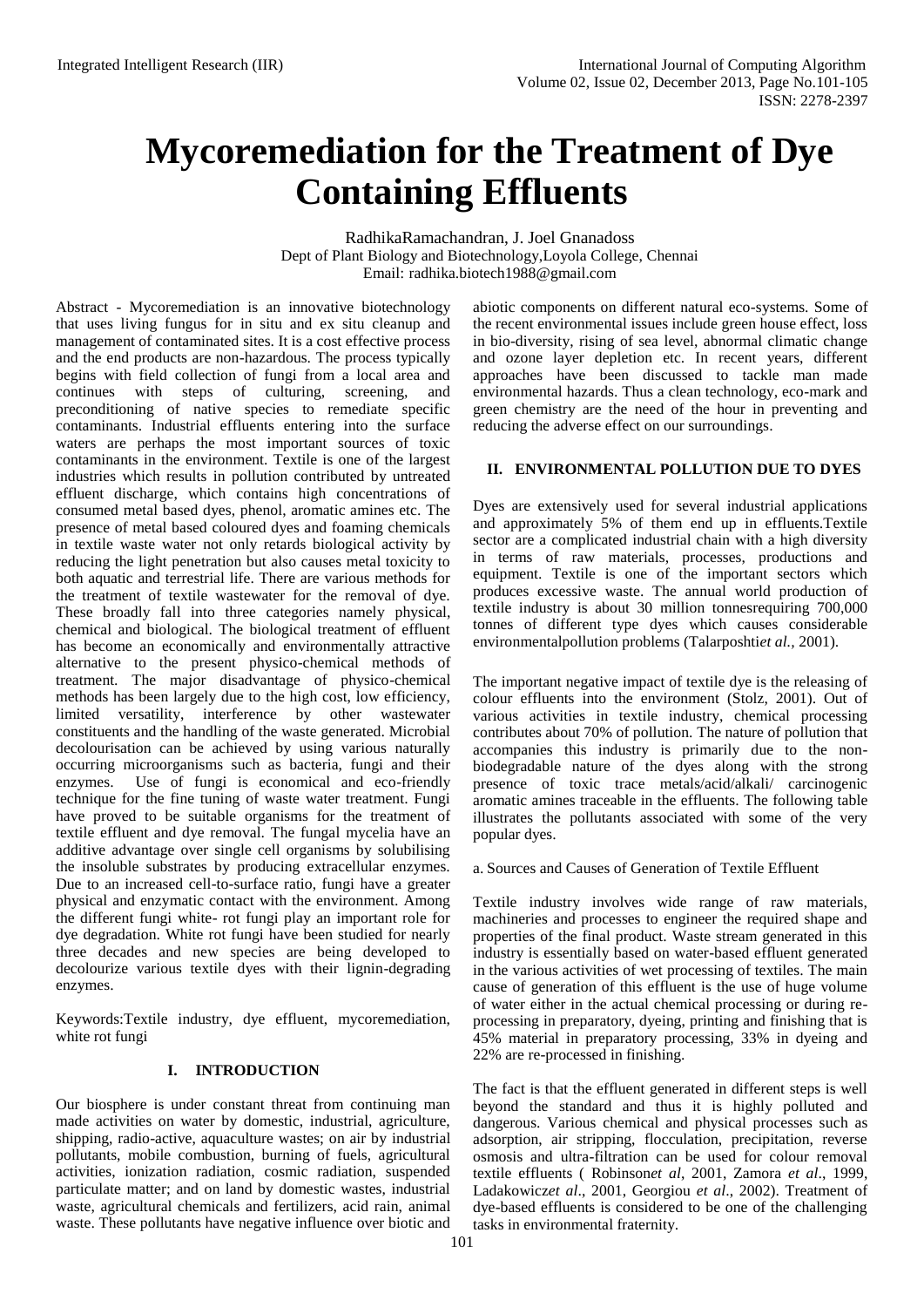# Mycoremediation for the Treatment of Dye Containing Effluents

RadhikaRamachandran, J. Joel Gnanadoss
Dept of Plant Biology and Biotechnology,Loyola College, Chennai
Email: radhika.biotech1988@gmail.com

Abstract - Mycoremediation is an innovative biotechnology that uses living fungus for in situ and ex situ cleanup and management of contaminated sites. It is a cost effective process and the end products are non-hazardous. The process typically begins with field collection of fungi from a local area and continues with steps of culturing, screening, and preconditioning of native species to remediate specific contaminants. Industrial effluents entering into the surface waters are perhaps the most important sources of toxic contaminants in the environment. Textile is one of the largest industries which results in pollution contributed by untreated effluent discharge, which contains high concentrations of consumed metal based dyes, phenol, aromatic amines etc. The presence of metal based coloured dyes and foaming chemicals in textile waste water not only retards biological activity by reducing the light penetration but also causes metal toxicity to both aquatic and terrestrial life. There are various methods for the treatment of textile wastewater for the removal of dye. These broadly fall into three categories namely physical, chemical and biological. The biological treatment of effluent has become an economically and environmentally attractive alternative to the present physico-chemical methods of treatment. The major disadvantage of physico-chemical methods has been largely due to the high cost, low efficiency, limited versatility, interference by other wastewater constituents and the handling of the waste generated. Microbial decolourisation can be achieved by using various naturally occurring microorganisms such as bacteria, fungi and their enzymes. Use of fungi is economical and eco-friendly technique for the fine tuning of waste water treatment. Fungi have proved to be suitable organisms for the treatment of textile effluent and dye removal. The fungal mycelia have an additive advantage over single cell organisms by solubilising the insoluble substrates by producing extracellular enzymes. Due to an increased cell-to-surface ratio, fungi have a greater physical and enzymatic contact with the environment. Among the different fungi white- rot fungi play an important role for dye degradation. White rot fungi have been studied for nearly three decades and new species are being developed to decolourize various textile dyes with their lignin-degrading enzymes.

Keywords:Textile industry, dye effluent, mycoremediation, white rot fungi

## I. INTRODUCTION

Our biosphere is under constant threat from continuing man made activities on water by domestic, industrial, agriculture, shipping, radio-active, aquaculture wastes; on air by industrial pollutants, mobile combustion, burning of fuels, agricultural activities, ionization radiation, cosmic radiation, suspended particulate matter; and on land by domestic wastes, industrial waste, agricultural chemicals and fertilizers, acid rain, animal waste. These pollutants have negative influence over biotic and abiotic components on different natural eco-systems. Some of the recent environmental issues include green house effect, loss in bio-diversity, rising of sea level, abnormal climatic change and ozone layer depletion etc. In recent years, different approaches have been discussed to tackle man made environmental hazards. Thus a clean technology, eco-mark and green chemistry are the need of the hour in preventing and reducing the adverse effect on our surroundings.

## II. ENVIRONMENTAL POLLUTION DUE TO DYES

Dyes are extensively used for several industrial applications and approximately 5% of them end up in effluents.Textile sector are a complicated industrial chain with a high diversity in terms of raw materials, processes, productions and equipment. Textile is one of the important sectors which produces excessive waste. The annual world production of textile industry is about 30 million tonnesrequiring 700,000 tonnes of different type dyes which causes considerable environmentalpollution problems (Talarposhti*et al.,* 2001).

The important negative impact of textile dye is the releasing of colour effluents into the environment (Stolz, 2001). Out of various activities in textile industry, chemical processing contributes about 70% of pollution. The nature of pollution that accompanies this industry is primarily due to the non-biodegradable nature of the dyes along with the strong presence of toxic trace metals/acid/alkali/ carcinogenic aromatic amines traceable in the effluents. The following table illustrates the pollutants associated with some of the very popular dyes.

a. Sources and Causes of Generation of Textile Effluent

Textile industry involves wide range of raw materials, machineries and processes to engineer the required shape and properties of the final product. Waste stream generated in this industry is essentially based on water-based effluent generated in the various activities of wet processing of textiles. The main cause of generation of this effluent is the use of huge volume of water either in the actual chemical processing or during re-processing in preparatory, dyeing, printing and finishing that is 45% material in preparatory processing, 33% in dyeing and 22% are re-processed in finishing.

The fact is that the effluent generated in different steps is well beyond the standard and thus it is highly polluted and dangerous. Various chemical and physical processes such as adsorption, air stripping, flocculation, precipitation, reverse osmosis and ultra-filtration can be used for colour removal textile effluents ( Robinson*et al*, 2001, Zamora *et al*., 1999, Ladakowicz*et al*., 2001, Georgiou *et al*., 2002). Treatment of dye-based effluents is considered to be one of the challenging tasks in environmental fraternity.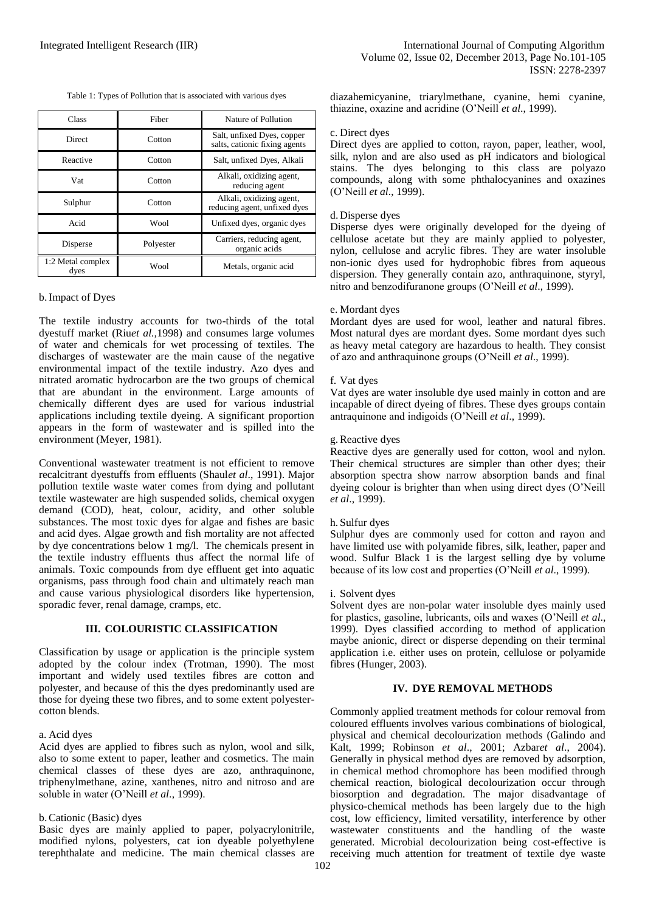Table 1: Types of Pollution that is associated with various dyes

| Class | Fiber | Nature of Pollution |
|---|---|---|
| Direct | Cotton | Salt, unfixed Dyes, copper salts, cationic fixing agents |
| Reactive | Cotton | Salt, unfixed Dyes, Alkali |
| Vat | Cotton | Alkali, oxidizing agent, reducing agent |
| Sulphur | Cotton | Alkali, oxidizing agent, reducing agent, unfixed dyes |
| Acid | Wool | Unfixed dyes, organic dyes |
| Disperse | Polyester | Carriers, reducing agent, organic acids |
| 1:2 Metal complex dyes | Wool | Metals, organic acid |

### b. Impact of Dyes

The textile industry accounts for two-thirds of the total dyestuff market (Riu*et al.,*1998) and consumes large volumes of water and chemicals for wet processing of textiles. The discharges of wastewater are the main cause of the negative environmental impact of the textile industry. Azo dyes and nitrated aromatic hydrocarbon are the two groups of chemical that are abundant in the environment. Large amounts of chemically different dyes are used for various industrial applications including textile dyeing. A significant proportion appears in the form of wastewater and is spilled into the environment (Meyer, 1981).

Conventional wastewater treatment is not efficient to remove recalcitrant dyestuffs from effluents (Shaul*et al*., 1991). Major pollution textile waste water comes from dying and pollutant textile wastewater are high suspended solids, chemical oxygen demand (COD), heat, colour, acidity, and other soluble substances. The most toxic dyes for algae and fishes are basic and acid dyes. Algae growth and fish mortality are not affected by dye concentrations below 1 mg/l. The chemicals present in the textile industry effluents thus affect the normal life of animals. Toxic compounds from dye effluent get into aquatic organisms, pass through food chain and ultimately reach man and cause various physiological disorders like hypertension, sporadic fever, renal damage, cramps, etc.

## III. COLOURISTIC CLASSIFICATION

Classification by usage or application is the principle system adopted by the colour index (Trotman, 1990). The most important and widely used textiles fibres are cotton and polyester, and because of this the dyes predominantly used are those for dyeing these two fibres, and to some extent polyester-cotton blends.

### a. Acid dyes

Acid dyes are applied to fibres such as nylon, wool and silk, also to some extent to paper, leather and cosmetics. The main chemical classes of these dyes are azo, anthraquinone, triphenylmethane, azine, xanthenes, nitro and nitroso and are soluble in water (O'Neill *et al*., 1999).

### b. Cationic (Basic) dyes

Basic dyes are mainly applied to paper, polyacrylonitrile, modified nylons, polyesters, cat ion dyeable polyethylene terephthalate and medicine. The main chemical classes are diazahemicyanine, triarylmethane, cyanine, hemi cyanine, thiazine, oxazine and acridine (O'Neill *et al*., 1999).

### c. Direct dyes

Direct dyes are applied to cotton, rayon, paper, leather, wool, silk, nylon and are also used as pH indicators and biological stains. The dyes belonging to this class are polyazo compounds, along with some phthalocyanines and oxazines (O'Neill *et al*., 1999).

### d. Disperse dyes

Disperse dyes were originally developed for the dyeing of cellulose acetate but they are mainly applied to polyester, nylon, cellulose and acrylic fibres. They are water insoluble non-ionic dyes used for hydrophobic fibres from aqueous dispersion. They generally contain azo, anthraquinone, styryl, nitro and benzodifuranone groups (O'Neill *et al*., 1999).

### e. Mordant dyes

Mordant dyes are used for wool, leather and natural fibres. Most natural dyes are mordant dyes. Some mordant dyes such as heavy metal category are hazardous to health. They consist of azo and anthraquinone groups (O'Neill *et al*., 1999).

### f. Vat dyes

Vat dyes are water insoluble dye used mainly in cotton and are incapable of direct dyeing of fibres. These dyes groups contain antraquinone and indigoids (O'Neill *et al*., 1999).

### g. Reactive dyes

Reactive dyes are generally used for cotton, wool and nylon. Their chemical structures are simpler than other dyes; their absorption spectra show narrow absorption bands and final dyeing colour is brighter than when using direct dyes (O'Neill *et al*., 1999).

### h. Sulfur dyes

Sulphur dyes are commonly used for cotton and rayon and have limited use with polyamide fibres, silk, leather, paper and wood. Sulfur Black 1 is the largest selling dye by volume because of its low cost and properties (O'Neill *et al*., 1999).

### i. Solvent dyes

Solvent dyes are non-polar water insoluble dyes mainly used for plastics, gasoline, lubricants, oils and waxes (O'Neill *et al*., 1999). Dyes classified according to method of application maybe anionic, direct or disperse depending on their terminal application i.e. either uses on protein, cellulose or polyamide fibres (Hunger, 2003).

## IV. DYE REMOVAL METHODS

Commonly applied treatment methods for colour removal from coloured effluents involves various combinations of biological, physical and chemical decolourization methods (Galindo and Kalt, 1999; Robinson *et al*., 2001; Azbar*et al*., 2004). Generally in physical method dyes are removed by adsorption, in chemical method chromophore has been modified through chemical reaction, biological decolourization occur through biosorption and degradation. The major disadvantage of physico-chemical methods has been largely due to the high cost, low efficiency, limited versatility, interference by other wastewater constituents and the handling of the waste generated. Microbial decolourization being cost-effective is receiving much attention for treatment of textile dye waste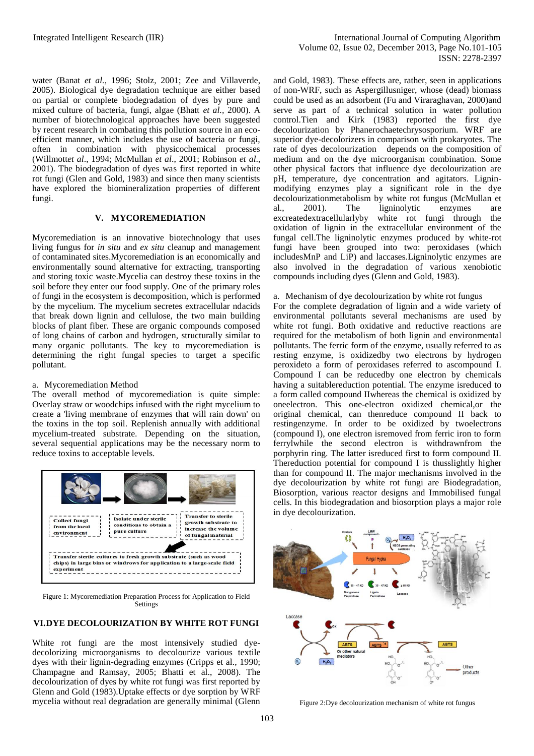water (Banat *et al.,* 1996; Stolz, 2001; Zee and Villaverde, 2005). Biological dye degradation technique are either based on partial or complete biodegradation of dyes by pure and mixed culture of bacteria, fungi, algae (Bhatt *et al.,* 2000). A number of biotechnological approaches have been suggested by recent research in combating this pollution source in an eco-efficient manner, which includes the use of bacteria or fungi, often in combination with physicochemical processes (Willmott*et al*., 1994; McMullan *et al*., 2001; Robinson *et al*., 2001). The biodegradation of dyes was first reported in white rot fungi (Glen and Gold, 1983) and since then many scientists have explored the biomineralization properties of different fungi.

## V. MYCOREMEDIATION

Mycoremediation is an innovative biotechnology that uses living fungus for *in situ* and *ex situ* cleanup and management of contaminated sites.Mycoremediation is an economically and environmentally sound alternative for extracting, transporting and storing toxic waste.Mycelia can destroy these toxins in the soil before they enter our food supply. One of the primary roles of fungi in the ecosystem is decomposition, which is performed by the mycelium. The mycelium secretes extracellular ndacids that break down lignin and cellulose, the two main building blocks of plant fiber. These are organic compounds composed of long chains of carbon and hydrogen, structurally similar to many organic pollutants. The key to mycoremediation is determining the right fungal species to target a specific pollutant.

### a. Mycoremediation Method

The overall method of mycoremediation is quite simple: Overlay straw or woodchips infused with the right mycelium to create a 'living membrane of enzymes that will rain down' on the toxins in the top soil. Replenish annually with additional mycelium-treated substrate. Depending on the situation, several sequential applications may be the necessary norm to reduce toxins to acceptable levels.

Collect fungi from the local environment → Isolate under sterile conditions to obtain a pure culture → Transfer to sterile growth substrate to increase the volume of fungal material → Transfer sterile cultures to fresh growth substrate (such as wood chips) in large bins or windrows for application to a large-scale field experiment

Figure 1: Mycoremediation Preparation Process for Application to Field Settings

## VI.DYE DECOLOURIZATION BY WHITE ROT FUNGI

White rot fungi are the most intensively studied dye-decolorizing microorganisms to decolourize various textile dyes with their lignin-degrading enzymes (Cripps et al., 1990; Champagne and Ramsay, 2005; Bhatti et al., 2008). The decolourization of dyes by white rot fungi was first reported by Glenn and Gold (1983).Uptake effects or dye sorption by WRF mycelia without real degradation are generally minimal (Glenn and Gold, 1983). These effects are, rather, seen in applications of non-WRF, such as Aspergillusniger, whose (dead) biomass could be used as an adsorbent (Fu and Viraraghavan, 2000)and serve as part of a technical solution in water pollution control.Tien and Kirk (1983) reported the first dye decolourization by Phanerochaetechrysosporium. WRF are superior dye-decolorizers in comparison with prokaryotes. The rate of dyes decolourization depends on the composition of medium and on the dye microorganism combination. Some other physical factors that influence dye decolourization are pH, temperature, dye concentration and agitators. Lignin-modifying enzymes play a significant role in the dye decolourizationmetabolism by white rot fungus (McMullan et al., 2001). The ligninolytic enzymes are excreatedextracellularlyby white rot fungi through the oxidation of lignin in the extracellular environment of the fungal cell.The ligninolytic enzymes produced by white-rot fungi have been grouped into two: peroxidases (which includesMnP and LiP) and laccases.Ligninolytic enzymes are also involved in the degradation of various xenobiotic compounds including dyes (Glenn and Gold, 1983).

### a. Mechanism of dye decolourization by white rot fungus

For the complete degradation of lignin and a wide variety of environmental pollutants several mechanisms are used by white rot fungi. Both oxidative and reductive reactions are required for the metabolism of both lignin and environmental pollutants. The ferric form of the enzyme, usually referred to as resting enzyme, is oxidizedby two electrons by hydrogen peroxideto a form of peroxidases referred to ascompound I. Compound I can be reducedby one electron by chemicals having a suitablereduction potential. The enzyme isreduced to a form called compound IIwhereas the chemical is oxidized by oneelectron. This one-electron oxidized chemical,or the original chemical, can thenreduce compound II back to restingenzyme. In order to be oxidized by twoelectrons (compound I), one electron isremoved from ferric iron to form ferrylwhile the second electron is withdrawnfrom the porphyrin ring. The latter isreduced first to form compound II. Thereduction potential for compound I is thusslightly higher than for compound II. The major mechanisms involved in the dye decolourization by white rot fungi are Biodegradation, Biosorption, various reactor designs and Immobilised fungal cells. In this biodegradation and biosorption plays a major role in dye decolourization.

Figure 2:Dye decolourization mechanism of white rot fungus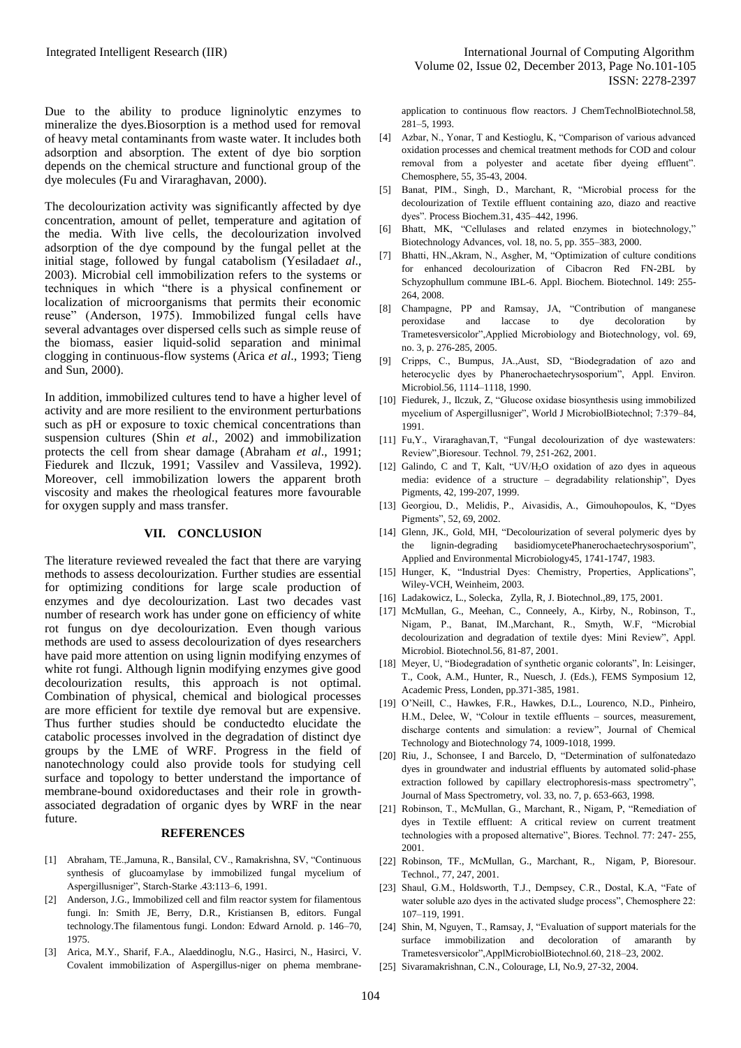Due to the ability to produce ligninolytic enzymes to mineralize the dyes.Biosorption is a method used for removal of heavy metal contaminants from waste water. It includes both adsorption and absorption. The extent of dye bio sorption depends on the chemical structure and functional group of the dye molecules (Fu and Viraraghavan, 2000).

The decolourization activity was significantly affected by dye concentration, amount of pellet, temperature and agitation of the media. With live cells, the decolourization involved adsorption of the dye compound by the fungal pellet at the initial stage, followed by fungal catabolism (Yesilada*et al*., 2003). Microbial cell immobilization refers to the systems or techniques in which "there is a physical confinement or localization of microorganisms that permits their economic reuse" (Anderson, 1975). Immobilized fungal cells have several advantages over dispersed cells such as simple reuse of the biomass, easier liquid-solid separation and minimal clogging in continuous-flow systems (Arica *et al*., 1993; Tieng and Sun, 2000).

In addition, immobilized cultures tend to have a higher level of activity and are more resilient to the environment perturbations such as pH or exposure to toxic chemical concentrations than suspension cultures (Shin *et al*., 2002) and immobilization protects the cell from shear damage (Abraham *et al*., 1991; Fiedurek and Ilczuk, 1991; Vassilev and Vassileva, 1992). Moreover, cell immobilization lowers the apparent broth viscosity and makes the rheological features more favourable for oxygen supply and mass transfer.

## VII. CONCLUSION

The literature reviewed revealed the fact that there are varying methods to assess decolourization. Further studies are essential for optimizing conditions for large scale production of enzymes and dye decolourization. Last two decades vast number of research work has under gone on efficiency of white rot fungus on dye decolourization. Even though various methods are used to assess decolourization of dyes researchers have paid more attention on using lignin modifying enzymes of white rot fungi. Although lignin modifying enzymes give good decolourization results, this approach is not optimal. Combination of physical, chemical and biological processes are more efficient for textile dye removal but are expensive. Thus further studies should be conductedto elucidate the catabolic processes involved in the degradation of distinct dye groups by the LME of WRF. Progress in the field of nanotechnology could also provide tools for studying cell surface and topology to better understand the importance of membrane-bound oxidoreductases and their role in growth-associated degradation of organic dyes by WRF in the near future.

## REFERENCES

[1] Abraham, TE.,Jamuna, R., Bansilal, CV., Ramakrishna, SV, "Continuous synthesis of glucoamylase by immobilized fungal mycelium of Aspergillusniger", Starch-Starke .43:113–6, 1991.

[2] Anderson, J.G., Immobilized cell and film reactor system for filamentous fungi. In: Smith JE, Berry, D.R., Kristiansen B, editors. Fungal technology.The filamentous fungi. London: Edward Arnold. p. 146–70, 1975.

[3] Arica, M.Y., Sharif, F.A., Alaeddinoglu, N.G., Hasirci, N., Hasirci, V. Covalent immobilization of Aspergillus-niger on phema membrane-application to continuous flow reactors. J ChemTechnolBiotechnol.58, 281–5, 1993.

[4] Azbar, N., Yonar, T and Kestioglu, K, "Comparison of various advanced oxidation processes and chemical treatment methods for COD and colour removal from a polyester and acetate fiber dyeing effluent". Chemosphere, 55, 35-43, 2004.

[5] Banat, PIM., Singh, D., Marchant, R, "Microbial process for the decolourization of Textile effluent containing azo, diazo and reactive dyes". Process Biochem.31, 435–442, 1996.

[6] Bhatt, MK, "Cellulases and related enzymes in biotechnology," Biotechnology Advances, vol. 18, no. 5, pp. 355–383, 2000.

[7] Bhatti, HN.,Akram, N., Asgher, M, "Optimization of culture conditions for enhanced decolourization of Cibacron Red FN-2BL by Schyzophullum commune IBL-6. Appl. Biochem. Biotechnol. 149: 255-264, 2008.

[8] Champagne, PP and Ramsay, JA, "Contribution of manganese peroxidase and laccase to dye decoloration by Trametesversicolor",Applied Microbiology and Biotechnology, vol. 69, no. 3, p. 276-285, 2005.

[9] Cripps, C., Bumpus, JA.,Aust, SD, "Biodegradation of azo and heterocyclic dyes by Phanerochaetechrysosporium", Appl. Environ. Microbiol.56, 1114–1118, 1990.

[10] Fiedurek, J., Ilczuk, Z, "Glucose oxidase biosynthesis using immobilized mycelium of Aspergillusniger", World J MicrobiolBiotechnol; 7:379–84, 1991.

[11] Fu,Y., Viraraghavan,T, "Fungal decolourization of dye wastewaters: Review",Bioresour. Technol. 79, 251-262, 2001.

[12] Galindo, C and T, Kalt, "UV/$H_2O$ oxidation of azo dyes in aqueous media: evidence of a structure – degradability relationship", Dyes Pigments, 42, 199-207, 1999.

[13] Georgiou, D., Melidis, P., Aivasidis, A., Gimouhopoulos, K, "Dyes Pigments", 52, 69, 2002.

[14] Glenn, JK., Gold, MH, "Decolourization of several polymeric dyes by the lignin-degrading basidiomycetePhanerochaetechrysosporium", Applied and Environmental Microbiology45, 1741-1747, 1983.

[15] Hunger, K, "Industrial Dyes: Chemistry, Properties, Applications", Wiley-VCH, Weinheim, 2003.

[16] Ladakowicz, L., Solecka, Zylla, R, J. Biotechnol.,89, 175, 2001.

[17] McMullan, G., Meehan, C., Conneely, A., Kirby, N., Robinson, T., Nigam, P., Banat, IM.,Marchant, R., Smyth, W.F, "Microbial decolourization and degradation of textile dyes: Mini Review", Appl. Microbiol. Biotechnol.56, 81-87, 2001.

[18] Meyer, U, "Biodegradation of synthetic organic colorants", In: Leisinger, T., Cook, A.M., Hunter, R., Nuesch, J. (Eds.), FEMS Symposium 12, Academic Press, Londen, pp.371-385, 1981.

[19] O'Neill, C., Hawkes, F.R., Hawkes, D.L., Lourenco, N.D., Pinheiro, H.M., Delee, W, "Colour in textile effluents – sources, measurement, discharge contents and simulation: a review", Journal of Chemical Technology and Biotechnology 74, 1009-1018, 1999.

[20] Riu, J., Schonsee, I and Barcelo, D, "Determination of sulfonatedazo dyes in groundwater and industrial effluents by automated solid-phase extraction followed by capillary electrophoresis-mass spectrometry", Journal of Mass Spectrometry, vol. 33, no. 7, p. 653-663, 1998.

[21] Robinson, T., McMullan, G., Marchant, R., Nigam, P., "Remediation of dyes in Textile effluent: A critical review on current treatment technologies with a proposed alternative", Biores. Technol. 77: 247- 255, 2001.

[22] Robinson, TF., McMullan, G., Marchant, R., Nigam, P, Bioresour. Technol., 77, 247, 2001.

[23] Shaul, G.M., Holdsworth, T.J., Dempsey, C.R., Dostal, K.A, "Fate of water soluble azo dyes in the activated sludge process", Chemosphere 22: 107–119, 1991.

[24] Shin, M, Nguyen, T., Ramsay, J, "Evaluation of support materials for the surface immobilization and decoloration of amaranth by Trametesversicolor",ApplMicrobiolBiotechnol.60, 218–23, 2002.

[25] Sivaramakrishnan, C.N., Colourage, LI, No.9, 27-32, 2004.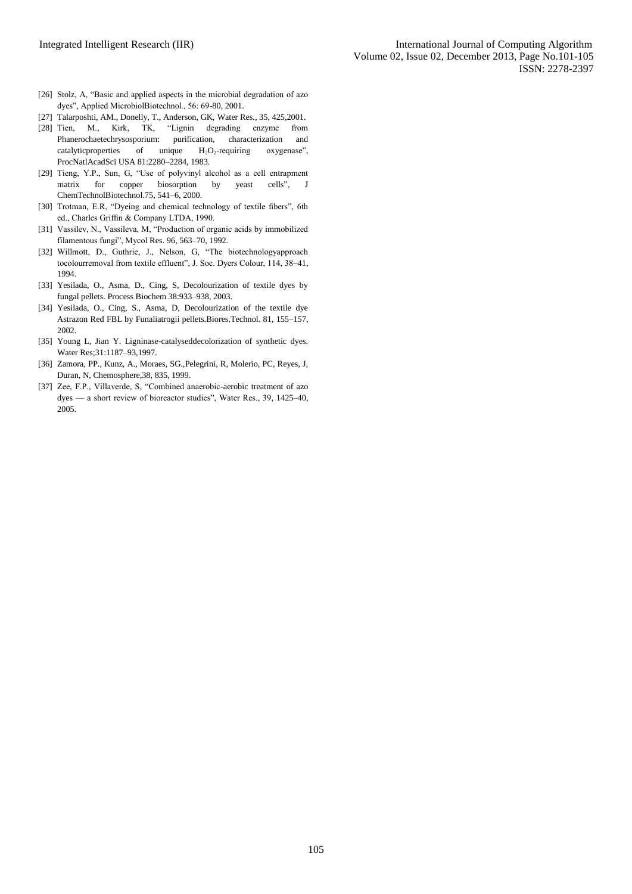[26] Stolz, A, "Basic and applied aspects in the microbial degradation of azo dyes", Applied MicrobiolBiotechnol., 56: 69-80, 2001.

[27] Talarposhti, AM., Donelly, T., Anderson, GK, Water Res., 35, 425,2001.

[28] Tien, M., Kirk, TK, "Lignin degrading enzyme from Phanerochaetechrysosporium: purification, characterization and catalyticproperties of unique $H_2O_2$-requiring oxygenase", ProcNatlAcadSci USA 81:2280–2284, 1983.

[29] Tieng, Y.P., Sun, G, "Use of polyvinyl alcohol as a cell entrapment matrix for copper biosorption by yeast cells", J ChemTechnolBiotechnol.75, 541–6, 2000.

[30] Trotman, E.R, "Dyeing and chemical technology of textile fibers", 6th ed., Charles Griffin & Company LTDA, 1990.

[31] Vassilev, N., Vassileva, M, "Production of organic acids by immobilized filamentous fungi", Mycol Res. 96, 563–70, 1992.

[32] Willmott, D., Guthrie, J., Nelson, G, "The biotechnologyapproach tocolourremoval from textile effluent", J. Soc. Dyers Colour, 114, 38–41, 1994.

[33] Yesilada, O., Asma, D., Cing, S, Decolourization of textile dyes by fungal pellets. Process Biochem 38:933–938, 2003.

[34] Yesilada, O., Cing, S., Asma, D, Decolourization of the textile dye Astrazon Red FBL by Funaliatrogii pellets.Biores.Technol. 81, 155–157, 2002.

[35] Young L, Jian Y. Ligninase-catalyseddecolorization of synthetic dyes. Water Res;31:1187–93,1997.

[36] Zamora, PP., Kunz, A., Moraes, SG.,Pelegrini, R, Molerio, PC, Reyes, J, Duran, N, Chemosphere,38, 835, 1999.

[37] Zee, F.P., Villaverde, S, "Combined anaerobic-aerobic treatment of azo dyes — a short review of bioreactor studies", Water Res., 39, 1425–40, 2005.